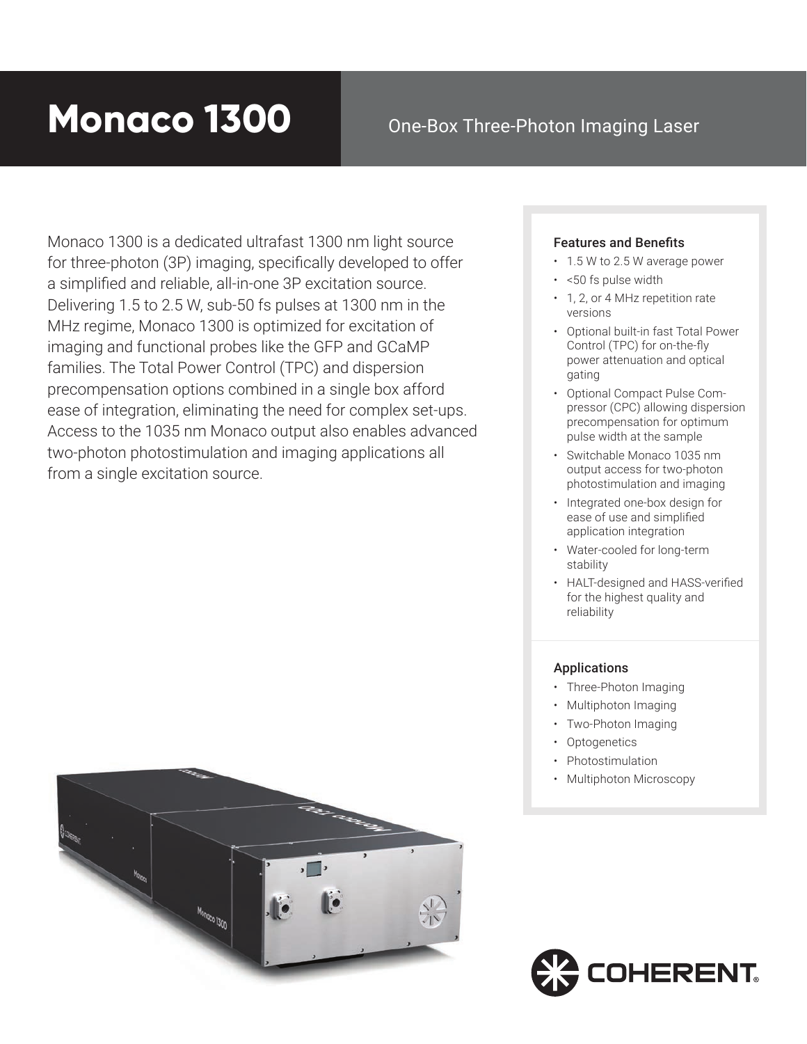# Monaco 1300

One-Box Three-Photon Imaging Laser

Monaco 1300 is a dedicated ultrafast 1300 nm light source for three-photon (3P) imaging, specifically developed to offer a simplified and reliable, all-in-one 3P excitation source. Delivering 1.5 to 2.5 W, sub-50 fs pulses at 1300 nm in the MHz regime, Monaco 1300 is optimized for excitation of imaging and functional probes like the GFP and GCaMP families. The Total Power Control (TPC) and dispersion precompensation options combined in a single box afford ease of integration, eliminating the need for complex set-ups. Access to the 1035 nm Monaco output also enables advanced two-photon photostimulation and imaging applications all from a single excitation source.

### Features and Benefits

- 1.5 W to 2.5 W average power
- <50 fs pulse width
- 1, 2, or 4 MHz repetition rate versions
- Optional built-in fast Total Power Control (TPC) for on-the-fly power attenuation and optical gating
- Optional Compact Pulse Compressor (CPC) allowing dispersion precompensation for optimum pulse width at the sample
- Switchable Monaco 1035 nm output access for two-photon photostimulation and imaging
- Integrated one-box design for ease of use and simplified application integration
- Water-cooled for long-term stability
- HALT-designed and HASS-verified for the highest quality and reliability

### Applications

- Three-Photon Imaging
- Multiphoton Imaging
- Two-Photon Imaging
- Optogenetics
- Photostimulation
- Multiphoton Microscopy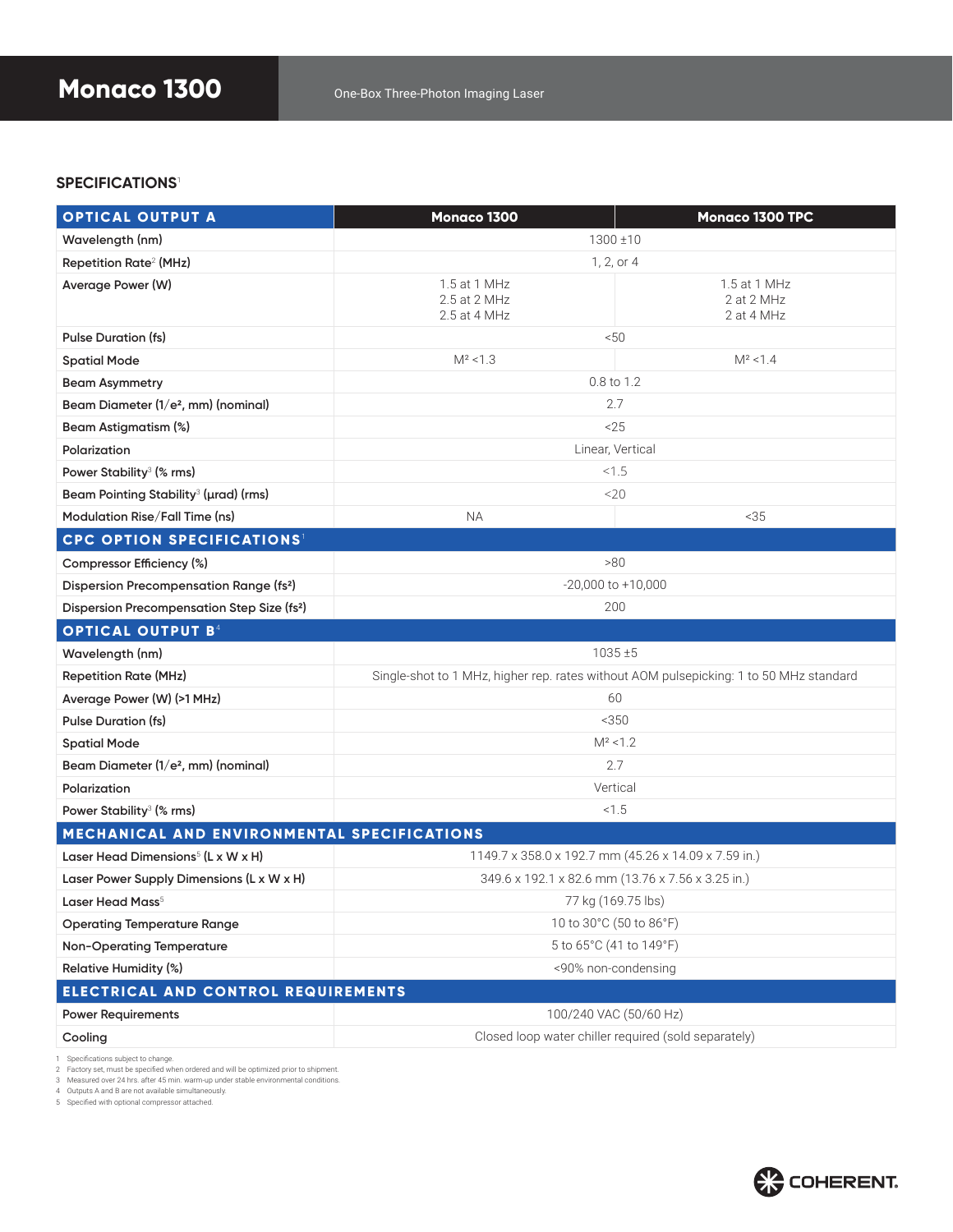# Monaco 1300

One-Box Three-Photon Imaging Laser

## SPECIFICATIONS[1]

| OPTICAL OUTPUT A | Monaco 1300 | Monaco 1300 TPC |
|---|---|---|
| Wavelength (nm) | 1300 ±10 | |
| Repetition Rate[2] (MHz) | 1, 2, or 4 | |
| Average Power (W) | 1.5 at 1 MHz<br>2.5 at 2 MHz<br>2.5 at 4 MHz | 1.5 at 1 MHz<br>2 at 2 MHz<br>2 at 4 MHz |
| Pulse Duration (fs) | <50 | |
| Spatial Mode | $M^2$ <1.3 | $M^2$ <1.4 |
| Beam Asymmetry | 0.8 to 1.2 | |
| Beam Diameter (1/e², mm) (nominal) | 2.7 | |
| Beam Astigmatism (%) | <25 | |
| Polarization | Linear, Vertical | |
| Power Stability[3] (% rms) | <1.5 | |
| Beam Pointing Stability[3] (µrad) (rms) | <20 | |
| Modulation Rise/Fall Time (ns) | NA | <35 |
| **CPC OPTION SPECIFICATIONS[1]** | | |
| Compressor Efficiency (%) | >80 | |
| Dispersion Precompensation Range (fs²) | -20,000 to +10,000 | |
| Dispersion Precompensation Step Size (fs²) | 200 | |
| **OPTICAL OUTPUT B[4]** | | |
| Wavelength (nm) | 1035 ±5 | |
| Repetition Rate (MHz) | Single-shot to 1 MHz, higher rep. rates without AOM pulsepicking: 1 to 50 MHz standard | |
| Average Power (W) (>1 MHz) | 60 | |
| Pulse Duration (fs) | <350 | |
| Spatial Mode | $M^2$ <1.2 | |
| Beam Diameter (1/e², mm) (nominal) | 2.7 | |
| Polarization | Vertical | |
| Power Stability[3] (% rms) | <1.5 | |
| **MECHANICAL AND ENVIRONMENTAL SPECIFICATIONS** | | |
| Laser Head Dimensions[5] (L x W x H) | 1149.7 x 358.0 x 192.7 mm (45.26 x 14.09 x 7.59 in.) | |
| Laser Power Supply Dimensions (L x W x H) | 349.6 x 192.1 x 82.6 mm (13.76 x 7.56 x 3.25 in.) | |
| Laser Head Mass[5] | 77 kg (169.75 lbs) | |
| Operating Temperature Range | 10 to 30°C (50 to 86°F) | |
| Non-Operating Temperature | 5 to 65°C (41 to 149°F) | |
| Relative Humidity (%) | <90% non-condensing | |
| **ELECTRICAL AND CONTROL REQUIREMENTS** | | |
| Power Requirements | 100/240 VAC (50/60 Hz) | |
| Cooling | Closed loop water chiller required (sold separately) | |

1 Specifications subject to change.
2 Factory set, must be specified when ordered and will be optimized prior to shipment.
3 Measured over 24 hrs. after 45 min. warm-up under stable environmental conditions.
4 Outputs A and B are not available simultaneously.
5 Specified with optional compressor attached.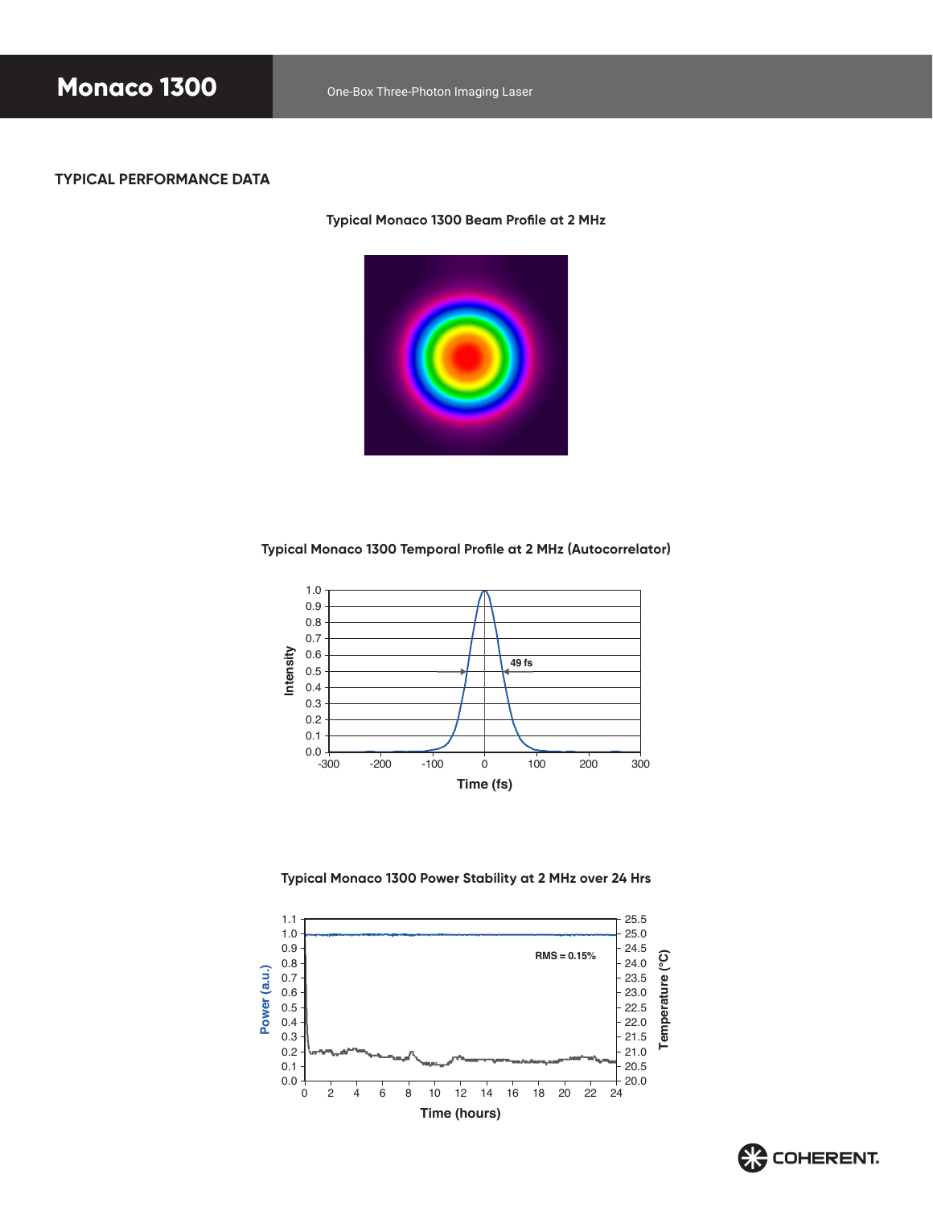## TYPICAL PERFORMANCE DATA

**Typical Monaco 1300 Beam Profile at 2 MHz**

**Typical Monaco 1300 Temporal Profile at 2 MHz (Autocorrelator)**

49 fs

Intensity

Time (fs)

**Typical Monaco 1300 Power Stability at 2 MHz over 24 Hrs**

RMS = 0.15%

Power (a.u.)

Temperature (°C)

Time (hours)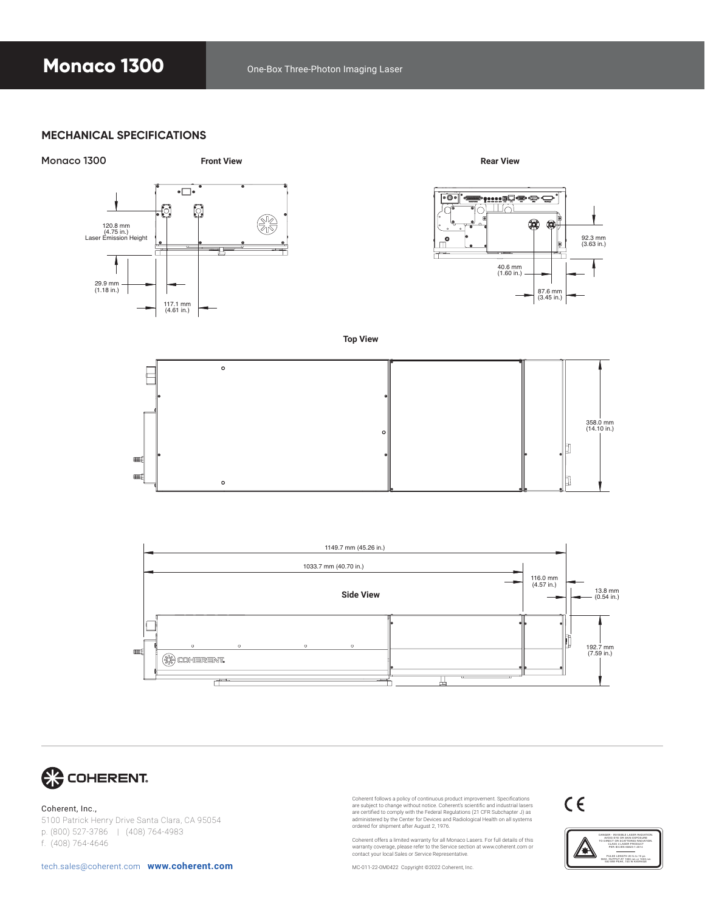# Monaco 1300

One-Box Three-Photon Imaging Laser

## MECHANICAL SPECIFICATIONS

### Monaco 1300

**Front View**

120.8 mm
(4.75 in.)
Laser Emission Height

29.9 mm
(1.18 in.)

117.1 mm
(4.61 in.)

**Rear View**

92.3 mm
(3.63 in.)

40.6 mm
(1.60 in.)

87.6 mm
(3.45 in.)

**Top View**

358.0 mm
(14.10 in.)

**Side View**

1149.7 mm (45.26 in.)

1033.7 mm (40.70 in.)

116.0 mm
(4.57 in.)

13.8 mm
(0.54 in.)

192.7 mm
(7.59 in.)

COHERENT.

Coherent, Inc.,
5100 Patrick Henry Drive Santa Clara, CA 95054
p. (800) 527-3786 | (408) 764-4983
f. (408) 764-4646

tech.sales@coherent.com **www.coherent.com**

Coherent follows a policy of continuous product improvement. Specifications are subject to change without notice. Coherent's scientific and industrial lasers are certified to comply with the Federal Regulations (21 CFR Subchapter J) as administered by the Center for Devices and Radiological Health on all systems ordered for shipment after August 2, 1976.

Coherent offers a limited warranty for all Monaco Lasers. For full details of this warranty coverage, please refer to the Service section at www.coherent.com or contact your local Sales or Service Representative.

MC-011-22-0M0422 Copyright ©2022 Coherent, Inc.

CE

DANGER - INVISIBLE LASER RADIATION
AVOID EYE OR SKIN EXPOSURE
TO DIRECT OR SCATTERED RADIATION
CLASS 4 LASER PRODUCT
PER IEC/EN 60825-1:2014

PULSE LENGTH 30 fs to 10 ps
MAX. OUTPUT AT 1300 nm or 1035 nm
100 000 PEAK, 150 W AVERAGE